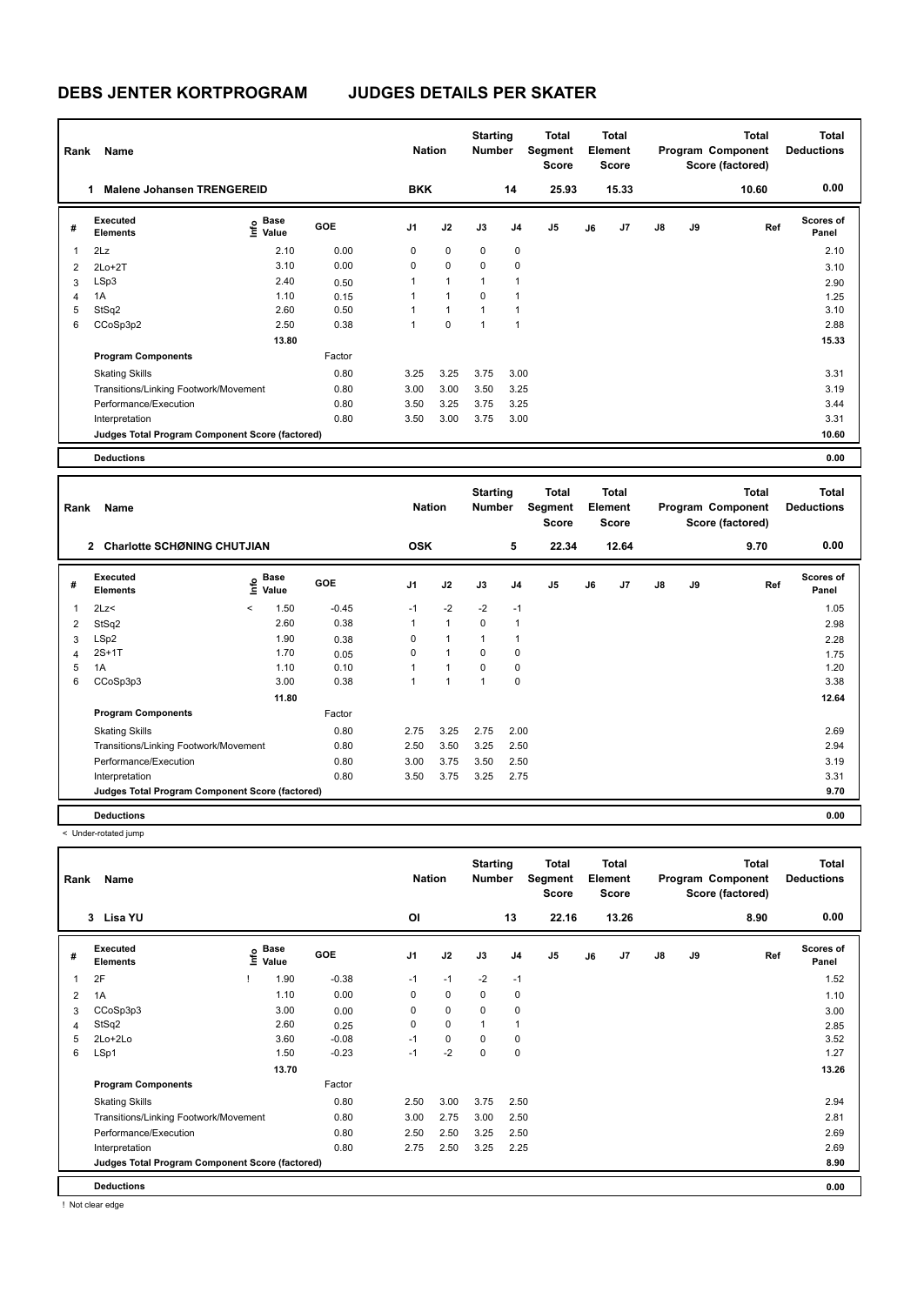# DEBS JENTER KORTPROGRAM JUDGES DETAILS PER SKATER

| Rank | Name | Nation | Starting Number | Total Segment Score | Total Element Score | Total Program Component Score (factored) | Total Deductions |
|---|---|---|---|---|---|---|---|
| 1 | Malene Johansen TRENGEREID | BKK | 14 | 25.93 | 15.33 | 10.60 | 0.00 |

| # | Executed Elements | Info | Base Value | GOE | J1 | J2 | J3 | J4 | J5 | J6 | J7 | J8 | J9 | Ref | Scores of Panel |
|---|---|---|---|---|---|---|---|---|---|---|---|---|---|---|---|
| 1 | 2Lz | | 2.10 | 0.00 | 0 | 0 | 0 | 0 | | | | | | | 2.10 |
| 2 | 2Lo+2T | | 3.10 | 0.00 | 0 | 0 | 0 | 0 | | | | | | | 3.10 |
| 3 | LSp3 | | 2.40 | 0.50 | 1 | 1 | 1 | 1 | | | | | | | 2.90 |
| 4 | 1A | | 1.10 | 0.15 | 1 | 1 | 0 | 1 | | | | | | | 1.25 |
| 5 | StSq2 | | 2.60 | 0.50 | 1 | 1 | 1 | 1 | | | | | | | 3.10 |
| 6 | CCoSp3p2 | | 2.50 | 0.38 | 1 | 0 | 1 | 1 | | | | | | | 2.88 |
| | | | 13.80 | | | | | | | | | | | | 15.33 |
| | **Program Components** | | | Factor | | | | | | | | | | | |
| | Skating Skills | | | 0.80 | 3.25 | 3.25 | 3.75 | 3.00 | | | | | | | 3.31 |
| | Transitions/Linking Footwork/Movement | | | 0.80 | 3.00 | 3.00 | 3.50 | 3.25 | | | | | | | 3.19 |
| | Performance/Execution | | | 0.80 | 3.50 | 3.25 | 3.75 | 3.25 | | | | | | | 3.44 |
| | Interpretation | | | 0.80 | 3.50 | 3.00 | 3.75 | 3.00 | | | | | | | 3.31 |
| | **Judges Total Program Component Score (factored)** | | | | | | | | | | | | | | 10.60 |
| | **Deductions** | | | | | | | | | | | | | | 0.00 |

| Rank | Name | Nation | Starting Number | Total Segment Score | Total Element Score | Total Program Component Score (factored) | Total Deductions |
|---|---|---|---|---|---|---|---|
| 2 | Charlotte SCHØNING CHUTJIAN | OSK | 5 | 22.34 | 12.64 | 9.70 | 0.00 |

| # | Executed Elements | Info | Base Value | GOE | J1 | J2 | J3 | J4 | J5 | J6 | J7 | J8 | J9 | Ref | Scores of Panel |
|---|---|---|---|---|---|---|---|---|---|---|---|---|---|---|---|
| 1 | 2Lz< | < | 1.50 | -0.45 | -1 | -2 | -2 | -1 | | | | | | | 1.05 |
| 2 | StSq2 | | 2.60 | 0.38 | 1 | 1 | 0 | 1 | | | | | | | 2.98 |
| 3 | LSp2 | | 1.90 | 0.38 | 0 | 1 | 1 | 1 | | | | | | | 2.28 |
| 4 | 2S+1T | | 1.70 | 0.05 | 0 | 1 | 0 | 0 | | | | | | | 1.75 |
| 5 | 1A | | 1.10 | 0.10 | 1 | 1 | 0 | 0 | | | | | | | 1.20 |
| 6 | CCoSp3p3 | | 3.00 | 0.38 | 1 | 1 | 1 | 0 | | | | | | | 3.38 |
| | | | 11.80 | | | | | | | | | | | | 12.64 |
| | **Program Components** | | | Factor | | | | | | | | | | | |
| | Skating Skills | | | 0.80 | 2.75 | 3.25 | 2.75 | 2.00 | | | | | | | 2.69 |
| | Transitions/Linking Footwork/Movement | | | 0.80 | 2.50 | 3.50 | 3.25 | 2.50 | | | | | | | 2.94 |
| | Performance/Execution | | | 0.80 | 3.00 | 3.75 | 3.50 | 2.50 | | | | | | | 3.19 |
| | Interpretation | | | 0.80 | 3.50 | 3.75 | 3.25 | 2.75 | | | | | | | 3.31 |
| | **Judges Total Program Component Score (factored)** | | | | | | | | | | | | | | 9.70 |
| | **Deductions** | | | | | | | | | | | | | | 0.00 |

< Under-rotated jump

| Rank | Name | Nation | Starting Number | Total Segment Score | Total Element Score | Total Program Component Score (factored) | Total Deductions |
|---|---|---|---|---|---|---|---|
| 3 | Lisa YU | OI | 13 | 22.16 | 13.26 | 8.90 | 0.00 |

| # | Executed Elements | Info | Base Value | GOE | J1 | J2 | J3 | J4 | J5 | J6 | J7 | J8 | J9 | Ref | Scores of Panel |
|---|---|---|---|---|---|---|---|---|---|---|---|---|---|---|---|
| 1 | 2F | ! | 1.90 | -0.38 | -1 | -1 | -2 | -1 | | | | | | | 1.52 |
| 2 | 1A | | 1.10 | 0.00 | 0 | 0 | 0 | 0 | | | | | | | 1.10 |
| 3 | CCoSp3p3 | | 3.00 | 0.00 | 0 | 0 | 0 | 0 | | | | | | | 3.00 |
| 4 | StSq2 | | 2.60 | 0.25 | 0 | 0 | 1 | 1 | | | | | | | 2.85 |
| 5 | 2Lo+2Lo | | 3.60 | -0.08 | -1 | 0 | 0 | 0 | | | | | | | 3.52 |
| 6 | LSp1 | | 1.50 | -0.23 | -1 | -2 | 0 | 0 | | | | | | | 1.27 |
| | | | 13.70 | | | | | | | | | | | | 13.26 |
| | **Program Components** | | | Factor | | | | | | | | | | | |
| | Skating Skills | | | 0.80 | 2.50 | 3.00 | 3.75 | 2.50 | | | | | | | 2.94 |
| | Transitions/Linking Footwork/Movement | | | 0.80 | 3.00 | 2.75 | 3.00 | 2.50 | | | | | | | 2.81 |
| | Performance/Execution | | | 0.80 | 2.50 | 2.50 | 3.25 | 2.50 | | | | | | | 2.69 |
| | Interpretation | | | 0.80 | 2.75 | 2.50 | 3.25 | 2.25 | | | | | | | 2.69 |
| | **Judges Total Program Component Score (factored)** | | | | | | | | | | | | | | 8.90 |
| | **Deductions** | | | | | | | | | | | | | | 0.00 |

! Not clear edge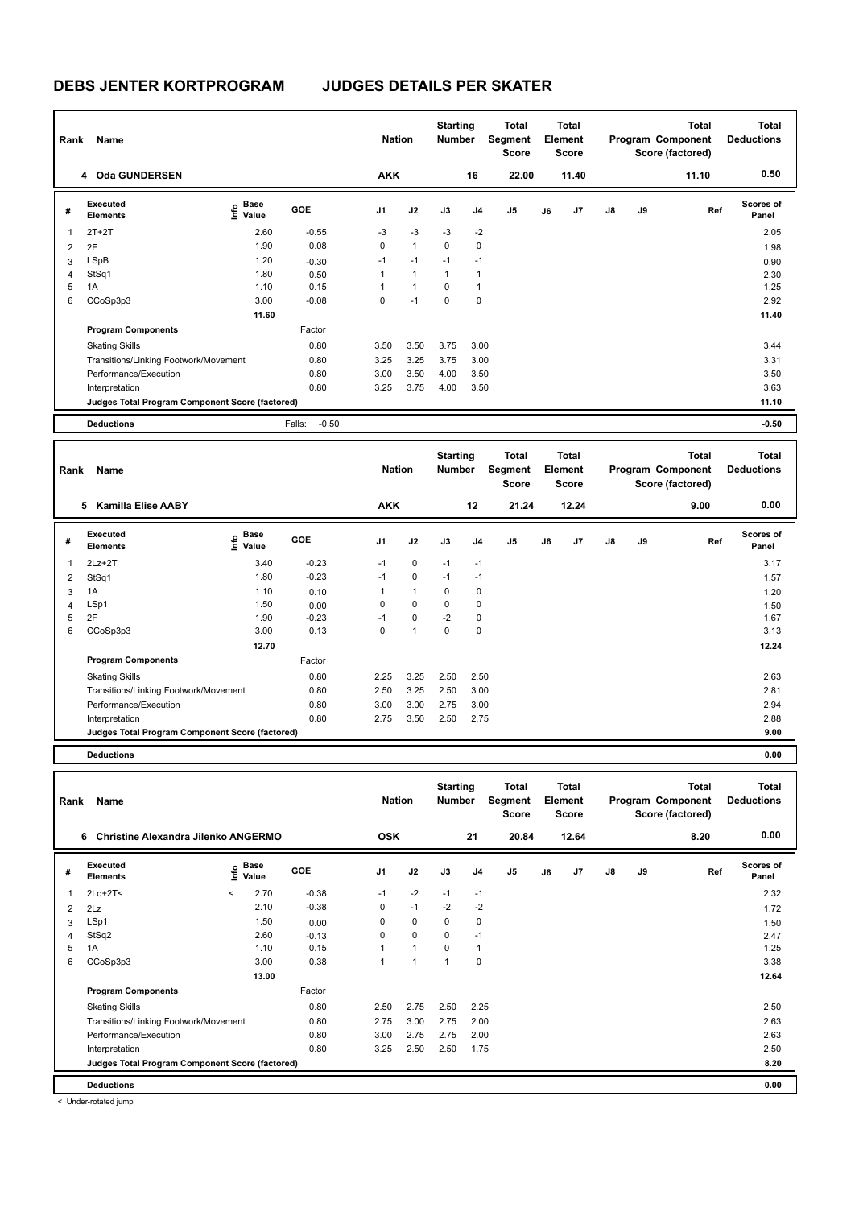# DEBS JENTER KORTPROGRAM JUDGES DETAILS PER SKATER

| Rank | Name | Nation | Starting Number | Total Segment Score | Total Element Score | Total Program Component Score (factored) | Total Deductions |
|---|---|---|---|---|---|---|---|
| 4 | Oda GUNDERSEN | AKK | 16 | 22.00 | 11.40 | 11.10 | 0.50 |

| # | Executed Elements | Info | Base Value | GOE | J1 | J2 | J3 | J4 | J5 | J6 | J7 | J8 | J9 | Ref | Scores of Panel |
|---|---|---|---|---|---|---|---|---|---|---|---|---|---|---|---|
| 1 | 2T+2T | | 2.60 | -0.55 | -3 | -3 | -3 | -2 | | | | | | | 2.05 |
| 2 | 2F | | 1.90 | 0.08 | 0 | 1 | 0 | 0 | | | | | | | 1.98 |
| 3 | LSpB | | 1.20 | -0.30 | -1 | -1 | -1 | -1 | | | | | | | 0.90 |
| 4 | StSq1 | | 1.80 | 0.50 | 1 | 1 | 1 | 1 | | | | | | | 2.30 |
| 5 | 1A | | 1.10 | 0.15 | 1 | 1 | 0 | 1 | | | | | | | 1.25 |
| 6 | CCoSp3p3 | | 3.00 | -0.08 | 0 | -1 | 0 | 0 | | | | | | | 2.92 |
| | | | 11.60 | | | | | | | | | | | | 11.40 |
| | **Program Components** | | | Factor | | | | | | | | | | | |
| | Skating Skills | | | 0.80 | 3.50 | 3.50 | 3.75 | 3.00 | | | | | | | 3.44 |
| | Transitions/Linking Footwork/Movement | | | 0.80 | 3.25 | 3.25 | 3.75 | 3.00 | | | | | | | 3.31 |
| | Performance/Execution | | | 0.80 | 3.00 | 3.50 | 4.00 | 3.50 | | | | | | | 3.50 |
| | Interpretation | | | 0.80 | 3.25 | 3.75 | 4.00 | 3.50 | | | | | | | 3.63 |
| | **Judges Total Program Component Score (factored)** | | | | | | | | | | | | | | 11.10 |
| | **Deductions** | | | Falls: -0.50 | | | | | | | | | | | -0.50 |

| Rank | Name | Nation | Starting Number | Total Segment Score | Total Element Score | Total Program Component Score (factored) | Total Deductions |
|---|---|---|---|---|---|---|---|
| 5 | Kamilla Elise AABY | AKK | 12 | 21.24 | 12.24 | 9.00 | 0.00 |

| # | Executed Elements | Info | Base Value | GOE | J1 | J2 | J3 | J4 | J5 | J6 | J7 | J8 | J9 | Ref | Scores of Panel |
|---|---|---|---|---|---|---|---|---|---|---|---|---|---|---|---|
| 1 | 2Lz+2T | | 3.40 | -0.23 | -1 | 0 | -1 | -1 | | | | | | | 3.17 |
| 2 | StSq1 | | 1.80 | -0.23 | -1 | 0 | -1 | -1 | | | | | | | 1.57 |
| 3 | 1A | | 1.10 | 0.10 | 1 | 1 | 0 | 0 | | | | | | | 1.20 |
| 4 | LSp1 | | 1.50 | 0.00 | 0 | 0 | 0 | 0 | | | | | | | 1.50 |
| 5 | 2F | | 1.90 | -0.23 | -1 | 0 | -2 | 0 | | | | | | | 1.67 |
| 6 | CCoSp3p3 | | 3.00 | 0.13 | 0 | 1 | 0 | 0 | | | | | | | 3.13 |
| | | | 12.70 | | | | | | | | | | | | 12.24 |
| | **Program Components** | | | Factor | | | | | | | | | | | |
| | Skating Skills | | | 0.80 | 2.25 | 3.25 | 2.50 | 2.50 | | | | | | | 2.63 |
| | Transitions/Linking Footwork/Movement | | | 0.80 | 2.50 | 3.25 | 2.50 | 3.00 | | | | | | | 2.81 |
| | Performance/Execution | | | 0.80 | 3.00 | 3.00 | 2.75 | 3.00 | | | | | | | 2.94 |
| | Interpretation | | | 0.80 | 2.75 | 3.50 | 2.50 | 2.75 | | | | | | | 2.88 |
| | **Judges Total Program Component Score (factored)** | | | | | | | | | | | | | | 9.00 |
| | **Deductions** | | | | | | | | | | | | | | 0.00 |

| Rank | Name | Nation | Starting Number | Total Segment Score | Total Element Score | Total Program Component Score (factored) | Total Deductions |
|---|---|---|---|---|---|---|---|
| 6 | Christine Alexandra Jilenko ANGERMO | OSK | 21 | 20.84 | 12.64 | 8.20 | 0.00 |

| # | Executed Elements | Info | Base Value | GOE | J1 | J2 | J3 | J4 | J5 | J6 | J7 | J8 | J9 | Ref | Scores of Panel |
|---|---|---|---|---|---|---|---|---|---|---|---|---|---|---|---|
| 1 | 2Lo+2T< | < | 2.70 | -0.38 | -1 | -2 | -1 | -1 | | | | | | | 2.32 |
| 2 | 2Lz | | 2.10 | -0.38 | 0 | -1 | -2 | -2 | | | | | | | 1.72 |
| 3 | LSp1 | | 1.50 | 0.00 | 0 | 0 | 0 | 0 | | | | | | | 1.50 |
| 4 | StSq2 | | 2.60 | -0.13 | 0 | 0 | 0 | -1 | | | | | | | 2.47 |
| 5 | 1A | | 1.10 | 0.15 | 1 | 1 | 0 | 1 | | | | | | | 1.25 |
| 6 | CCoSp3p3 | | 3.00 | 0.38 | 1 | 1 | 1 | 0 | | | | | | | 3.38 |
| | | | 13.00 | | | | | | | | | | | | 12.64 |
| | **Program Components** | | | Factor | | | | | | | | | | | |
| | Skating Skills | | | 0.80 | 2.50 | 2.75 | 2.50 | 2.25 | | | | | | | 2.50 |
| | Transitions/Linking Footwork/Movement | | | 0.80 | 2.75 | 3.00 | 2.75 | 2.00 | | | | | | | 2.63 |
| | Performance/Execution | | | 0.80 | 3.00 | 2.75 | 2.75 | 2.00 | | | | | | | 2.63 |
| | Interpretation | | | 0.80 | 3.25 | 2.50 | 2.50 | 1.75 | | | | | | | 2.50 |
| | **Judges Total Program Component Score (factored)** | | | | | | | | | | | | | | 8.20 |
| | **Deductions** | | | | | | | | | | | | | | 0.00 |

< Under-rotated jump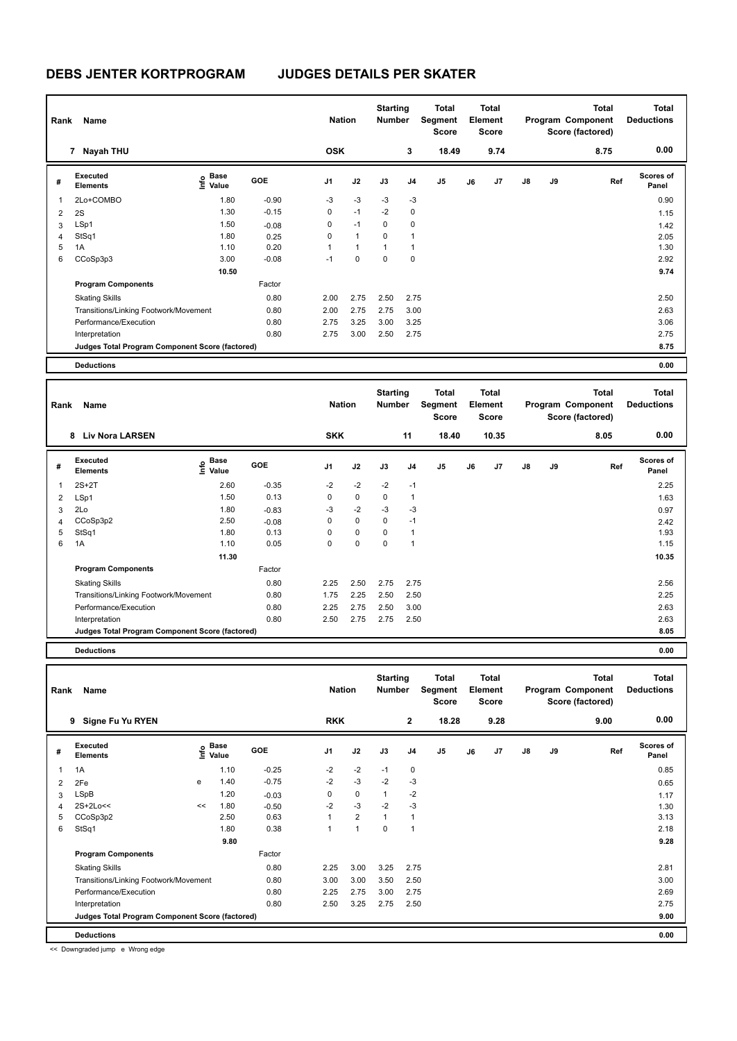# DEBS JENTER KORTPROGRAM JUDGES DETAILS PER SKATER

| Rank | Name | Nation | Starting Number | Total Segment Score | Total Element Score | Total Program Component Score (factored) | Total Deductions |
|---|---|---|---|---|---|---|---|
| 7 | Nayah THU | OSK | 3 | 18.49 | 9.74 | 8.75 | 0.00 |

| # | Executed Elements | Info | Base Value | GOE | J1 | J2 | J3 | J4 | J5 | J6 | J7 | J8 | J9 | Ref | Scores of Panel |
|---|---|---|---|---|---|---|---|---|---|---|---|---|---|---|---|
| 1 | 2Lo+COMBO | | 1.80 | -0.90 | -3 | -3 | -3 | -3 | | | | | | | 0.90 |
| 2 | 2S | | 1.30 | -0.15 | 0 | -1 | -2 | 0 | | | | | | | 1.15 |
| 3 | LSp1 | | 1.50 | -0.08 | 0 | -1 | 0 | 0 | | | | | | | 1.42 |
| 4 | StSq1 | | 1.80 | 0.25 | 0 | 1 | 0 | 1 | | | | | | | 2.05 |
| 5 | 1A | | 1.10 | 0.20 | 1 | 1 | 1 | 1 | | | | | | | 1.30 |
| 6 | CCoSp3p3 | | 3.00 | -0.08 | -1 | 0 | 0 | 0 | | | | | | | 2.92 |
| | | | 10.50 | | | | | | | | | | | | 9.74 |
| | **Program Components** | | | Factor | | | | | | | | | | | |
| | Skating Skills | | | 0.80 | 2.00 | 2.75 | 2.50 | 2.75 | | | | | | | 2.50 |
| | Transitions/Linking Footwork/Movement | | | 0.80 | 2.00 | 2.75 | 2.75 | 3.00 | | | | | | | 2.63 |
| | Performance/Execution | | | 0.80 | 2.75 | 3.25 | 3.00 | 3.25 | | | | | | | 3.06 |
| | Interpretation | | | 0.80 | 2.75 | 3.00 | 2.50 | 2.75 | | | | | | | 2.75 |
| | **Judges Total Program Component Score (factored)** | | | | | | | | | | | | | | 8.75 |
| | **Deductions** | | | | | | | | | | | | | | 0.00 |

| Rank | Name | Nation | Starting Number | Total Segment Score | Total Element Score | Total Program Component Score (factored) | Total Deductions |
|---|---|---|---|---|---|---|---|
| 8 | Liv Nora LARSEN | SKK | 11 | 18.40 | 10.35 | 8.05 | 0.00 |

| # | Executed Elements | Info | Base Value | GOE | J1 | J2 | J3 | J4 | J5 | J6 | J7 | J8 | J9 | Ref | Scores of Panel |
|---|---|---|---|---|---|---|---|---|---|---|---|---|---|---|---|
| 1 | 2S+2T | | 2.60 | -0.35 | -2 | -2 | -2 | -1 | | | | | | | 2.25 |
| 2 | LSp1 | | 1.50 | 0.13 | 0 | 0 | 0 | 1 | | | | | | | 1.63 |
| 3 | 2Lo | | 1.80 | -0.83 | -3 | -2 | -3 | -3 | | | | | | | 0.97 |
| 4 | CCoSp3p2 | | 2.50 | -0.08 | 0 | 0 | 0 | -1 | | | | | | | 2.42 |
| 5 | StSq1 | | 1.80 | 0.13 | 0 | 0 | 0 | 1 | | | | | | | 1.93 |
| 6 | 1A | | 1.10 | 0.05 | 0 | 0 | 0 | 1 | | | | | | | 1.15 |
| | | | 11.30 | | | | | | | | | | | | 10.35 |
| | **Program Components** | | | Factor | | | | | | | | | | | |
| | Skating Skills | | | 0.80 | 2.25 | 2.50 | 2.75 | 2.75 | | | | | | | 2.56 |
| | Transitions/Linking Footwork/Movement | | | 0.80 | 1.75 | 2.25 | 2.50 | 2.50 | | | | | | | 2.25 |
| | Performance/Execution | | | 0.80 | 2.25 | 2.75 | 2.50 | 3.00 | | | | | | | 2.63 |
| | Interpretation | | | 0.80 | 2.50 | 2.75 | 2.75 | 2.50 | | | | | | | 2.63 |
| | **Judges Total Program Component Score (factored)** | | | | | | | | | | | | | | 8.05 |
| | **Deductions** | | | | | | | | | | | | | | 0.00 |

| Rank | Name | Nation | Starting Number | Total Segment Score | Total Element Score | Total Program Component Score (factored) | Total Deductions |
|---|---|---|---|---|---|---|---|
| 9 | Signe Fu Yu RYEN | RKK | 2 | 18.28 | 9.28 | 9.00 | 0.00 |

| # | Executed Elements | Info | Base Value | GOE | J1 | J2 | J3 | J4 | J5 | J6 | J7 | J8 | J9 | Ref | Scores of Panel |
|---|---|---|---|---|---|---|---|---|---|---|---|---|---|---|---|
| 1 | 1A | | 1.10 | -0.25 | -2 | -2 | -1 | 0 | | | | | | | 0.85 |
| 2 | 2Fe | e | 1.40 | -0.75 | -2 | -3 | -2 | -3 | | | | | | | 0.65 |
| 3 | LSpB | | 1.20 | -0.03 | 0 | 0 | 1 | -2 | | | | | | | 1.17 |
| 4 | 2S+2Lo<< | << | 1.80 | -0.50 | -2 | -3 | -2 | -3 | | | | | | | 1.30 |
| 5 | CCoSp3p2 | | 2.50 | 0.63 | 1 | 2 | 1 | 1 | | | | | | | 3.13 |
| 6 | StSq1 | | 1.80 | 0.38 | 1 | 1 | 0 | 1 | | | | | | | 2.18 |
| | | | 9.80 | | | | | | | | | | | | 9.28 |
| | **Program Components** | | | Factor | | | | | | | | | | | |
| | Skating Skills | | | 0.80 | 2.25 | 3.00 | 3.25 | 2.75 | | | | | | | 2.81 |
| | Transitions/Linking Footwork/Movement | | | 0.80 | 3.00 | 3.00 | 3.50 | 2.50 | | | | | | | 3.00 |
| | Performance/Execution | | | 0.80 | 2.25 | 2.75 | 3.00 | 2.75 | | | | | | | 2.69 |
| | Interpretation | | | 0.80 | 2.50 | 3.25 | 2.75 | 2.50 | | | | | | | 2.75 |
| | **Judges Total Program Component Score (factored)** | | | | | | | | | | | | | | 9.00 |
| | **Deductions** | | | | | | | | | | | | | | 0.00 |

<< Downgraded jump e Wrong edge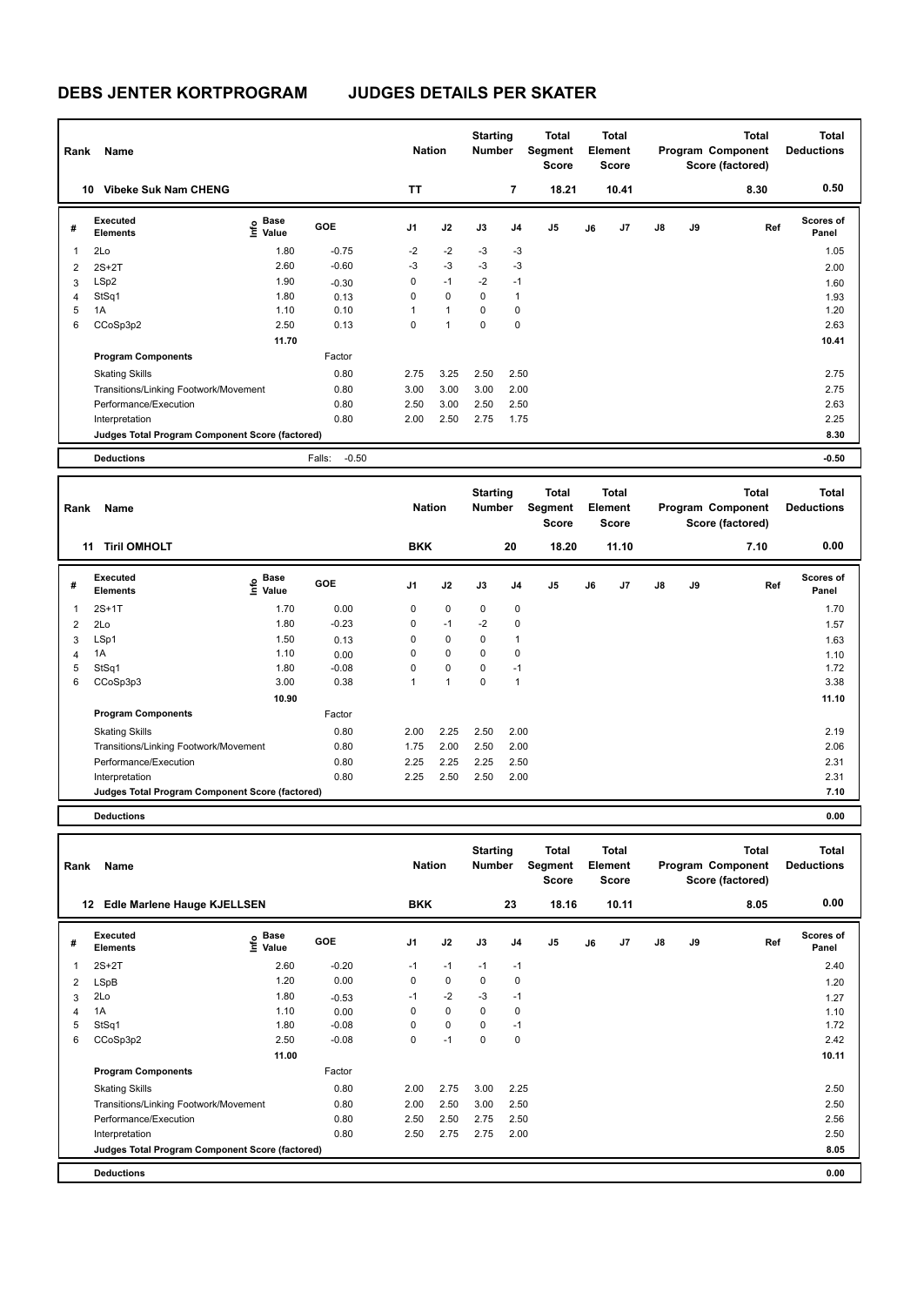# DEBS JENTER KORTPROGRAM JUDGES DETAILS PER SKATER

| Rank | Name | Nation | Starting Number | Total Segment Score | Total Element Score | Total Program Component Score (factored) | Total Deductions |
|---|---|---|---|---|---|---|---|
| 10 | Vibeke Suk Nam CHENG | TT | 7 | 18.21 | 10.41 | 8.30 | 0.50 |

| # | Executed Elements | Info | Base Value | GOE | J1 | J2 | J3 | J4 | J5 | J6 | J7 | J8 | J9 | Ref | Scores of Panel |
|---|---|---|---|---|---|---|---|---|---|---|---|---|---|---|---|
| 1 | 2Lo | | 1.80 | -0.75 | -2 | -2 | -3 | -3 | | | | | | | 1.05 |
| 2 | 2S+2T | | 2.60 | -0.60 | -3 | -3 | -3 | -3 | | | | | | | 2.00 |
| 3 | LSp2 | | 1.90 | -0.30 | 0 | -1 | -2 | -1 | | | | | | | 1.60 |
| 4 | StSq1 | | 1.80 | 0.13 | 0 | 0 | 0 | 1 | | | | | | | 1.93 |
| 5 | 1A | | 1.10 | 0.10 | 1 | 1 | 0 | 0 | | | | | | | 1.20 |
| 6 | CCoSp3p2 | | 2.50 | 0.13 | 0 | 1 | 0 | 0 | | | | | | | 2.63 |
| | | | 11.70 | | | | | | | | | | | | 10.41 |
| | **Program Components** | | | Factor | | | | | | | | | | | |
| | Skating Skills | | | 0.80 | 2.75 | 3.25 | 2.50 | 2.50 | | | | | | | 2.75 |
| | Transitions/Linking Footwork/Movement | | | 0.80 | 3.00 | 3.00 | 3.00 | 2.00 | | | | | | | 2.75 |
| | Performance/Execution | | | 0.80 | 2.50 | 3.00 | 2.50 | 2.50 | | | | | | | 2.63 |
| | Interpretation | | | 0.80 | 2.00 | 2.50 | 2.75 | 1.75 | | | | | | | 2.25 |
| | **Judges Total Program Component Score (factored)** | | | | | | | | | | | | | | 8.30 |
| | **Deductions** | | | Falls: -0.50 | | | | | | | | | | | -0.50 |

| Rank | Name | Nation | Starting Number | Total Segment Score | Total Element Score | Total Program Component Score (factored) | Total Deductions |
|---|---|---|---|---|---|---|---|
| 11 | Tiril OMHOLT | BKK | 20 | 18.20 | 11.10 | 7.10 | 0.00 |

| # | Executed Elements | Info | Base Value | GOE | J1 | J2 | J3 | J4 | J5 | J6 | J7 | J8 | J9 | Ref | Scores of Panel |
|---|---|---|---|---|---|---|---|---|---|---|---|---|---|---|---|
| 1 | 2S+1T | | 1.70 | 0.00 | 0 | 0 | 0 | 0 | | | | | | | 1.70 |
| 2 | 2Lo | | 1.80 | -0.23 | 0 | -1 | -2 | 0 | | | | | | | 1.57 |
| 3 | LSp1 | | 1.50 | 0.13 | 0 | 0 | 0 | 1 | | | | | | | 1.63 |
| 4 | 1A | | 1.10 | 0.00 | 0 | 0 | 0 | 0 | | | | | | | 1.10 |
| 5 | StSq1 | | 1.80 | -0.08 | 0 | 0 | 0 | -1 | | | | | | | 1.72 |
| 6 | CCoSp3p3 | | 3.00 | 0.38 | 1 | 1 | 0 | 1 | | | | | | | 3.38 |
| | | | 10.90 | | | | | | | | | | | | 11.10 |
| | **Program Components** | | | Factor | | | | | | | | | | | |
| | Skating Skills | | | 0.80 | 2.00 | 2.25 | 2.50 | 2.00 | | | | | | | 2.19 |
| | Transitions/Linking Footwork/Movement | | | 0.80 | 1.75 | 2.00 | 2.50 | 2.00 | | | | | | | 2.06 |
| | Performance/Execution | | | 0.80 | 2.25 | 2.25 | 2.25 | 2.50 | | | | | | | 2.31 |
| | Interpretation | | | 0.80 | 2.25 | 2.50 | 2.50 | 2.00 | | | | | | | 2.31 |
| | **Judges Total Program Component Score (factored)** | | | | | | | | | | | | | | 7.10 |
| | **Deductions** | | | | | | | | | | | | | | 0.00 |

| Rank | Name | Nation | Starting Number | Total Segment Score | Total Element Score | Total Program Component Score (factored) | Total Deductions |
|---|---|---|---|---|---|---|---|
| 12 | Edle Marlene Hauge KJELLSEN | BKK | 23 | 18.16 | 10.11 | 8.05 | 0.00 |

| # | Executed Elements | Info | Base Value | GOE | J1 | J2 | J3 | J4 | J5 | J6 | J7 | J8 | J9 | Ref | Scores of Panel |
|---|---|---|---|---|---|---|---|---|---|---|---|---|---|---|---|
| 1 | 2S+2T | | 2.60 | -0.20 | -1 | -1 | -1 | -1 | | | | | | | 2.40 |
| 2 | LSpB | | 1.20 | 0.00 | 0 | 0 | 0 | 0 | | | | | | | 1.20 |
| 3 | 2Lo | | 1.80 | -0.53 | -1 | -2 | -3 | -1 | | | | | | | 1.27 |
| 4 | 1A | | 1.10 | 0.00 | 0 | 0 | 0 | 0 | | | | | | | 1.10 |
| 5 | StSq1 | | 1.80 | -0.08 | 0 | 0 | 0 | -1 | | | | | | | 1.72 |
| 6 | CCoSp3p2 | | 2.50 | -0.08 | 0 | -1 | 0 | 0 | | | | | | | 2.42 |
| | | | 11.00 | | | | | | | | | | | | 10.11 |
| | **Program Components** | | | Factor | | | | | | | | | | | |
| | Skating Skills | | | 0.80 | 2.00 | 2.75 | 3.00 | 2.25 | | | | | | | 2.50 |
| | Transitions/Linking Footwork/Movement | | | 0.80 | 2.00 | 2.50 | 3.00 | 2.50 | | | | | | | 2.50 |
| | Performance/Execution | | | 0.80 | 2.50 | 2.50 | 2.75 | 2.50 | | | | | | | 2.56 |
| | Interpretation | | | 0.80 | 2.50 | 2.75 | 2.75 | 2.00 | | | | | | | 2.50 |
| | **Judges Total Program Component Score (factored)** | | | | | | | | | | | | | | 8.05 |
| | **Deductions** | | | | | | | | | | | | | | 0.00 |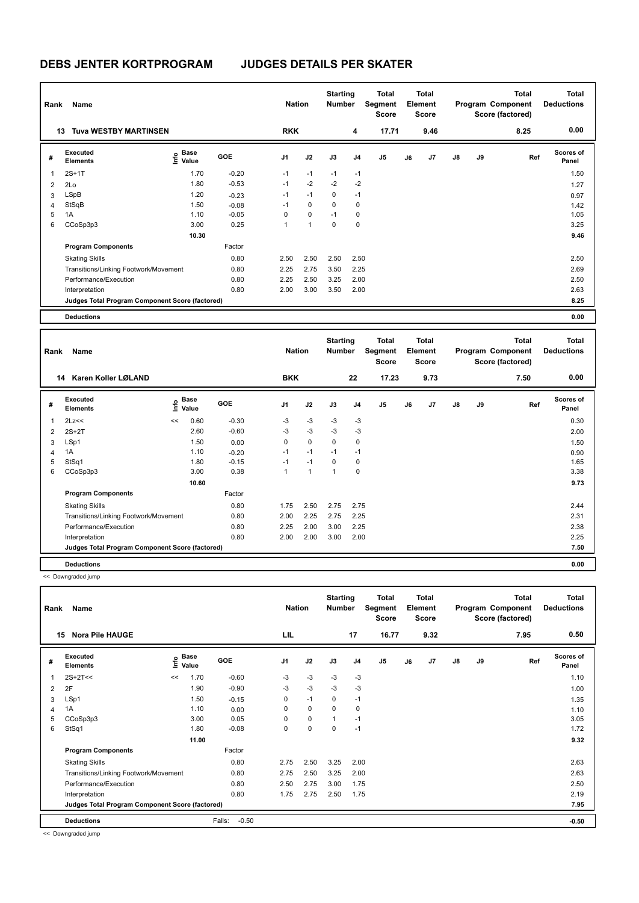# DEBS JENTER KORTPROGRAM    JUDGES DETAILS PER SKATER

| Rank | Name | Nation | Starting Number | Total Segment Score | Total Element Score | Total Program Component Score (factored) | Total Deductions |
|---|---|---|---|---|---|---|---|
| 13 | Tuva WESTBY MARTINSEN | RKK | 4 | 17.71 | 9.46 | 8.25 | 0.00 |

| # | Executed Elements | Info | Base Value | GOE | J1 | J2 | J3 | J4 | J5 | J6 | J7 | J8 | J9 | Ref | Scores of Panel |
|---|---|---|---|---|---|---|---|---|---|---|---|---|---|---|---|
| 1 | 2S+1T | | 1.70 | -0.20 | -1 | -1 | -1 | -1 | | | | | | | 1.50 |
| 2 | 2Lo | | 1.80 | -0.53 | -1 | -2 | -2 | -2 | | | | | | | 1.27 |
| 3 | LSpB | | 1.20 | -0.23 | -1 | -1 | 0 | -1 | | | | | | | 0.97 |
| 4 | StSqB | | 1.50 | -0.08 | -1 | 0 | 0 | 0 | | | | | | | 1.42 |
| 5 | 1A | | 1.10 | -0.05 | 0 | 0 | -1 | 0 | | | | | | | 1.05 |
| 6 | CCoSp3p3 | | 3.00 | 0.25 | 1 | 1 | 0 | 0 | | | | | | | 3.25 |
| | | | 10.30 | | | | | | | | | | | | 9.46 |
| | **Program Components** | | | Factor | | | | | | | | | | | |
| | Skating Skills | | | 0.80 | 2.50 | 2.50 | 2.50 | 2.50 | | | | | | | 2.50 |
| | Transitions/Linking Footwork/Movement | | | 0.80 | 2.25 | 2.75 | 3.50 | 2.25 | | | | | | | 2.69 |
| | Performance/Execution | | | 0.80 | 2.25 | 2.50 | 3.25 | 2.00 | | | | | | | 2.50 |
| | Interpretation | | | 0.80 | 2.00 | 3.00 | 3.50 | 2.00 | | | | | | | 2.63 |
| | **Judges Total Program Component Score (factored)** | | | | | | | | | | | | | | 8.25 |
| | **Deductions** | | | | | | | | | | | | | | 0.00 |

| Rank | Name | Nation | Starting Number | Total Segment Score | Total Element Score | Total Program Component Score (factored) | Total Deductions |
|---|---|---|---|---|---|---|---|
| 14 | Karen Koller LØLAND | BKK | 22 | 17.23 | 9.73 | 7.50 | 0.00 |

| # | Executed Elements | Info | Base Value | GOE | J1 | J2 | J3 | J4 | J5 | J6 | J7 | J8 | J9 | Ref | Scores of Panel |
|---|---|---|---|---|---|---|---|---|---|---|---|---|---|---|---|
| 1 | 2Lz<< | << | 0.60 | -0.30 | -3 | -3 | -3 | -3 | | | | | | | 0.30 |
| 2 | 2S+2T | | 2.60 | -0.60 | -3 | -3 | -3 | -3 | | | | | | | 2.00 |
| 3 | LSp1 | | 1.50 | 0.00 | 0 | 0 | 0 | 0 | | | | | | | 1.50 |
| 4 | 1A | | 1.10 | -0.20 | -1 | -1 | -1 | -1 | | | | | | | 0.90 |
| 5 | StSq1 | | 1.80 | -0.15 | -1 | -1 | 0 | 0 | | | | | | | 1.65 |
| 6 | CCoSp3p3 | | 3.00 | 0.38 | 1 | 1 | 1 | 0 | | | | | | | 3.38 |
| | | | 10.60 | | | | | | | | | | | | 9.73 |
| | **Program Components** | | | Factor | | | | | | | | | | | |
| | Skating Skills | | | 0.80 | 1.75 | 2.50 | 2.75 | 2.75 | | | | | | | 2.44 |
| | Transitions/Linking Footwork/Movement | | | 0.80 | 2.00 | 2.25 | 2.75 | 2.25 | | | | | | | 2.31 |
| | Performance/Execution | | | 0.80 | 2.25 | 2.00 | 3.00 | 2.25 | | | | | | | 2.38 |
| | Interpretation | | | 0.80 | 2.00 | 2.00 | 3.00 | 2.00 | | | | | | | 2.25 |
| | **Judges Total Program Component Score (factored)** | | | | | | | | | | | | | | 7.50 |
| | **Deductions** | | | | | | | | | | | | | | 0.00 |

<< Downgraded jump

| Rank | Name | Nation | Starting Number | Total Segment Score | Total Element Score | Total Program Component Score (factored) | Total Deductions |
|---|---|---|---|---|---|---|---|
| 15 | Nora Pile HAUGE | LIL | 17 | 16.77 | 9.32 | 7.95 | 0.50 |

| # | Executed Elements | Info | Base Value | GOE | J1 | J2 | J3 | J4 | J5 | J6 | J7 | J8 | J9 | Ref | Scores of Panel |
|---|---|---|---|---|---|---|---|---|---|---|---|---|---|---|---|
| 1 | 2S+2T<< | << | 1.70 | -0.60 | -3 | -3 | -3 | -3 | | | | | | | 1.10 |
| 2 | 2F | | 1.90 | -0.90 | -3 | -3 | -3 | -3 | | | | | | | 1.00 |
| 3 | LSp1 | | 1.50 | -0.15 | 0 | -1 | 0 | -1 | | | | | | | 1.35 |
| 4 | 1A | | 1.10 | 0.00 | 0 | 0 | 0 | 0 | | | | | | | 1.10 |
| 5 | CCoSp3p3 | | 3.00 | 0.05 | 0 | 0 | 1 | -1 | | | | | | | 3.05 |
| 6 | StSq1 | | 1.80 | -0.08 | 0 | 0 | 0 | -1 | | | | | | | 1.72 |
| | | | 11.00 | | | | | | | | | | | | 9.32 |
| | **Program Components** | | | Factor | | | | | | | | | | | |
| | Skating Skills | | | 0.80 | 2.75 | 2.50 | 3.25 | 2.00 | | | | | | | 2.63 |
| | Transitions/Linking Footwork/Movement | | | 0.80 | 2.75 | 2.50 | 3.25 | 2.00 | | | | | | | 2.63 |
| | Performance/Execution | | | 0.80 | 2.50 | 2.75 | 3.00 | 1.75 | | | | | | | 2.50 |
| | Interpretation | | | 0.80 | 1.75 | 2.75 | 2.50 | 1.75 | | | | | | | 2.19 |
| | **Judges Total Program Component Score (factored)** | | | | | | | | | | | | | | 7.95 |
| | **Deductions** | | | Falls: -0.50 | | | | | | | | | | | -0.50 |

<< Downgraded jump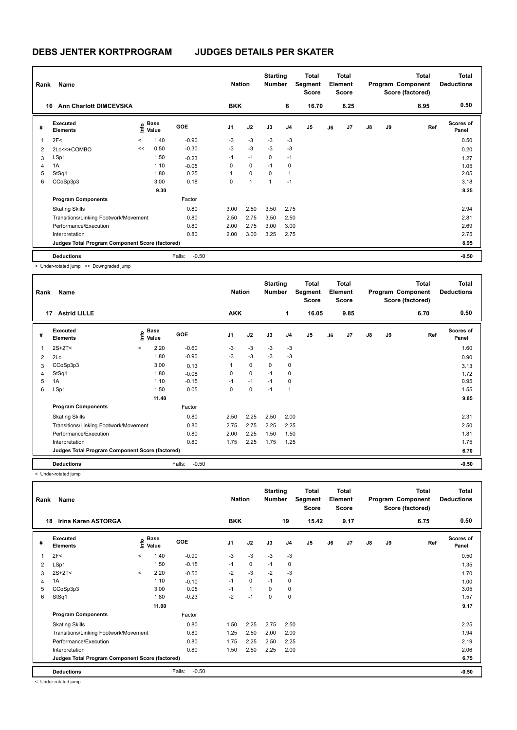# DEBS JENTER KORTPROGRAM JUDGES DETAILS PER SKATER

| Rank | Name | Nation | Starting Number | Total Segment Score | Total Element Score | Total Program Component Score (factored) | Total Deductions |
|---|---|---|---|---|---|---|---|
| 16 | Ann Charlott DIMCEVSKA | BKK | 6 | 16.70 | 8.25 | 8.95 | 0.50 |

| # | Executed Elements | Info | Base Value | GOE | J1 | J2 | J3 | J4 | J5 | J6 | J7 | J8 | J9 | Ref | Scores of Panel |
|---|---|---|---|---|---|---|---|---|---|---|---|---|---|---|---|
| 1 | 2F< | < | 1.40 | -0.90 | -3 | -3 | -3 | -3 | | | | | | | 0.50 |
| 2 | 2Lo<<+COMBO | << | 0.50 | -0.30 | -3 | -3 | -3 | -3 | | | | | | | 0.20 |
| 3 | LSp1 | | 1.50 | -0.23 | -1 | -1 | 0 | -1 | | | | | | | 1.27 |
| 4 | 1A | | 1.10 | -0.05 | 0 | 0 | -1 | 0 | | | | | | | 1.05 |
| 5 | StSq1 | | 1.80 | 0.25 | 1 | 0 | 0 | 1 | | | | | | | 2.05 |
| 6 | CCoSp3p3 | | 3.00 | 0.18 | 0 | 1 | 1 | -1 | | | | | | | 3.18 |
| | | | 9.30 | | | | | | | | | | | | 8.25 |
| | **Program Components** | | | Factor | | | | | | | | | | | |
| | Skating Skills | | | 0.80 | 3.00 | 2.50 | 3.50 | 2.75 | | | | | | | 2.94 |
| | Transitions/Linking Footwork/Movement | | | 0.80 | 2.50 | 2.75 | 3.50 | 2.50 | | | | | | | 2.81 |
| | Performance/Execution | | | 0.80 | 2.00 | 2.75 | 3.00 | 3.00 | | | | | | | 2.69 |
| | Interpretation | | | 0.80 | 2.00 | 3.00 | 3.25 | 2.75 | | | | | | | 2.75 |
| | **Judges Total Program Component Score (factored)** | | | | | | | | | | | | | | 8.95 |
| | **Deductions** | | | Falls: -0.50 | | | | | | | | | | | -0.50 |

< Under-rotated jump << Downgraded jump

| Rank | Name | Nation | Starting Number | Total Segment Score | Total Element Score | Total Program Component Score (factored) | Total Deductions |
|---|---|---|---|---|---|---|---|
| 17 | Astrid LILLE | AKK | 1 | 16.05 | 9.85 | 6.70 | 0.50 |

| # | Executed Elements | Info | Base Value | GOE | J1 | J2 | J3 | J4 | J5 | J6 | J7 | J8 | J9 | Ref | Scores of Panel |
|---|---|---|---|---|---|---|---|---|---|---|---|---|---|---|---|
| 1 | 2S+2T< | < | 2.20 | -0.60 | -3 | -3 | -3 | -3 | | | | | | | 1.60 |
| 2 | 2Lo | | 1.80 | -0.90 | -3 | -3 | -3 | -3 | | | | | | | 0.90 |
| 3 | CCoSp3p3 | | 3.00 | 0.13 | 1 | 0 | 0 | 0 | | | | | | | 3.13 |
| 4 | StSq1 | | 1.80 | -0.08 | 0 | 0 | -1 | 0 | | | | | | | 1.72 |
| 5 | 1A | | 1.10 | -0.15 | -1 | -1 | -1 | 0 | | | | | | | 0.95 |
| 6 | LSp1 | | 1.50 | 0.05 | 0 | 0 | -1 | 1 | | | | | | | 1.55 |
| | | | 11.40 | | | | | | | | | | | | 9.85 |
| | **Program Components** | | | Factor | | | | | | | | | | | |
| | Skating Skills | | | 0.80 | 2.50 | 2.25 | 2.50 | 2.00 | | | | | | | 2.31 |
| | Transitions/Linking Footwork/Movement | | | 0.80 | 2.75 | 2.75 | 2.25 | 2.25 | | | | | | | 2.50 |
| | Performance/Execution | | | 0.80 | 2.00 | 2.25 | 1.50 | 1.50 | | | | | | | 1.81 |
| | Interpretation | | | 0.80 | 1.75 | 2.25 | 1.75 | 1.25 | | | | | | | 1.75 |
| | **Judges Total Program Component Score (factored)** | | | | | | | | | | | | | | 6.70 |
| | **Deductions** | | | Falls: -0.50 | | | | | | | | | | | -0.50 |

< Under-rotated jump

| Rank | Name | Nation | Starting Number | Total Segment Score | Total Element Score | Total Program Component Score (factored) | Total Deductions |
|---|---|---|---|---|---|---|---|
| 18 | Irina Karen ASTORGA | BKK | 19 | 15.42 | 9.17 | 6.75 | 0.50 |

| # | Executed Elements | Info | Base Value | GOE | J1 | J2 | J3 | J4 | J5 | J6 | J7 | J8 | J9 | Ref | Scores of Panel |
|---|---|---|---|---|---|---|---|---|---|---|---|---|---|---|---|
| 1 | 2F< | < | 1.40 | -0.90 | -3 | -3 | -3 | -3 | | | | | | | 0.50 |
| 2 | LSp1 | | 1.50 | -0.15 | -1 | 0 | -1 | 0 | | | | | | | 1.35 |
| 3 | 2S+2T< | < | 2.20 | -0.50 | -2 | -3 | -2 | -3 | | | | | | | 1.70 |
| 4 | 1A | | 1.10 | -0.10 | -1 | 0 | -1 | 0 | | | | | | | 1.00 |
| 5 | CCoSp3p3 | | 3.00 | 0.05 | -1 | 1 | 0 | 0 | | | | | | | 3.05 |
| 6 | StSq1 | | 1.80 | -0.23 | -2 | -1 | 0 | 0 | | | | | | | 1.57 |
| | | | 11.00 | | | | | | | | | | | | 9.17 |
| | **Program Components** | | | Factor | | | | | | | | | | | |
| | Skating Skills | | | 0.80 | 1.50 | 2.25 | 2.75 | 2.50 | | | | | | | 2.25 |
| | Transitions/Linking Footwork/Movement | | | 0.80 | 1.25 | 2.50 | 2.00 | 2.00 | | | | | | | 1.94 |
| | Performance/Execution | | | 0.80 | 1.75 | 2.25 | 2.50 | 2.25 | | | | | | | 2.19 |
| | Interpretation | | | 0.80 | 1.50 | 2.50 | 2.25 | 2.00 | | | | | | | 2.06 |
| | **Judges Total Program Component Score (factored)** | | | | | | | | | | | | | | 6.75 |
| | **Deductions** | | | Falls: -0.50 | | | | | | | | | | | -0.50 |

< Under-rotated jump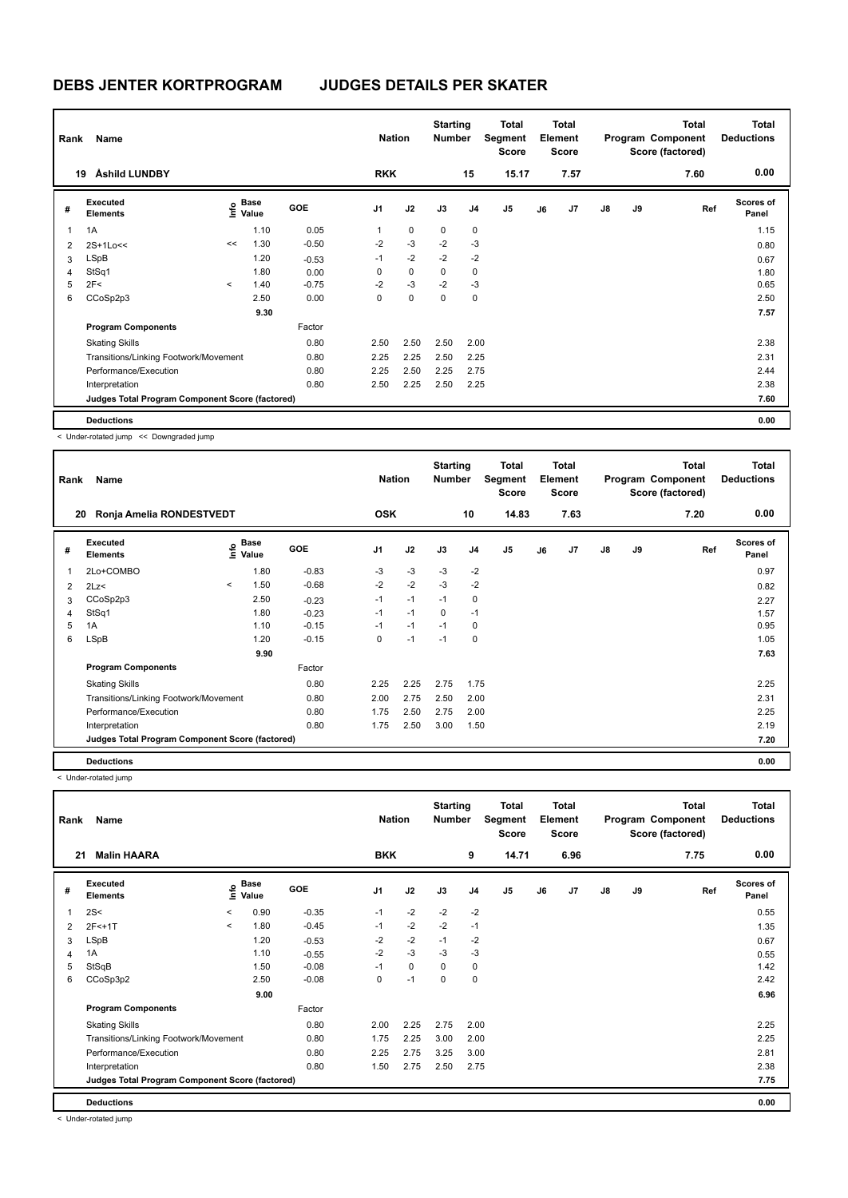# DEBS JENTER KORTPROGRAM JUDGES DETAILS PER SKATER

| Rank | Name | Nation | Starting Number | Total Segment Score | Total Element Score | Total Program Component Score (factored) | Total Deductions |
|---|---|---|---|---|---|---|---|
| 19 | Åshild LUNDBY | RKK | 15 | 15.17 | 7.57 | 7.60 | 0.00 |

| # | Executed Elements | Info | Base Value | GOE | J1 | J2 | J3 | J4 | J5 | J6 | J7 | J8 | J9 | Ref | Scores of Panel |
|---|---|---|---|---|---|---|---|---|---|---|---|---|---|---|---|
| 1 | 1A | | 1.10 | 0.05 | 1 | 0 | 0 | 0 | | | | | | | 1.15 |
| 2 | 2S+1Lo<< | << | 1.30 | -0.50 | -2 | -3 | -2 | -3 | | | | | | | 0.80 |
| 3 | LSpB | | 1.20 | -0.53 | -1 | -2 | -2 | -2 | | | | | | | 0.67 |
| 4 | StSq1 | | 1.80 | 0.00 | 0 | 0 | 0 | 0 | | | | | | | 1.80 |
| 5 | 2F< | < | 1.40 | -0.75 | -2 | -3 | -2 | -3 | | | | | | | 0.65 |
| 6 | CCoSp2p3 | | 2.50 | 0.00 | 0 | 0 | 0 | 0 | | | | | | | 2.50 |
| | | | 9.30 | | | | | | | | | | | | 7.57 |
| | **Program Components** | | | Factor | | | | | | | | | | | |
| | Skating Skills | | | 0.80 | 2.50 | 2.50 | 2.50 | 2.00 | | | | | | | 2.38 |
| | Transitions/Linking Footwork/Movement | | | 0.80 | 2.25 | 2.25 | 2.50 | 2.25 | | | | | | | 2.31 |
| | Performance/Execution | | | 0.80 | 2.25 | 2.50 | 2.25 | 2.75 | | | | | | | 2.44 |
| | Interpretation | | | 0.80 | 2.50 | 2.25 | 2.50 | 2.25 | | | | | | | 2.38 |
| | **Judges Total Program Component Score (factored)** | | | | | | | | | | | | | | 7.60 |
| | **Deductions** | | | | | | | | | | | | | | 0.00 |

< Under-rotated jump << Downgraded jump

| Rank | Name | Nation | Starting Number | Total Segment Score | Total Element Score | Total Program Component Score (factored) | Total Deductions |
|---|---|---|---|---|---|---|---|
| 20 | Ronja Amelia RONDESTVEDT | OSK | 10 | 14.83 | 7.63 | 7.20 | 0.00 |

| # | Executed Elements | Info | Base Value | GOE | J1 | J2 | J3 | J4 | J5 | J6 | J7 | J8 | J9 | Ref | Scores of Panel |
|---|---|---|---|---|---|---|---|---|---|---|---|---|---|---|---|
| 1 | 2Lo+COMBO | | 1.80 | -0.83 | -3 | -3 | -3 | -2 | | | | | | | 0.97 |
| 2 | 2Lz< | < | 1.50 | -0.68 | -2 | -2 | -3 | -2 | | | | | | | 0.82 |
| 3 | CCoSp2p3 | | 2.50 | -0.23 | -1 | -1 | -1 | 0 | | | | | | | 2.27 |
| 4 | StSq1 | | 1.80 | -0.23 | -1 | -1 | 0 | -1 | | | | | | | 1.57 |
| 5 | 1A | | 1.10 | -0.15 | -1 | -1 | -1 | 0 | | | | | | | 0.95 |
| 6 | LSpB | | 1.20 | -0.15 | 0 | -1 | -1 | 0 | | | | | | | 1.05 |
| | | | 9.90 | | | | | | | | | | | | 7.63 |
| | **Program Components** | | | Factor | | | | | | | | | | | |
| | Skating Skills | | | 0.80 | 2.25 | 2.25 | 2.75 | 1.75 | | | | | | | 2.25 |
| | Transitions/Linking Footwork/Movement | | | 0.80 | 2.00 | 2.75 | 2.50 | 2.00 | | | | | | | 2.31 |
| | Performance/Execution | | | 0.80 | 1.75 | 2.50 | 2.75 | 2.00 | | | | | | | 2.25 |
| | Interpretation | | | 0.80 | 1.75 | 2.50 | 3.00 | 1.50 | | | | | | | 2.19 |
| | **Judges Total Program Component Score (factored)** | | | | | | | | | | | | | | 7.20 |
| | **Deductions** | | | | | | | | | | | | | | 0.00 |

< Under-rotated jump

| Rank | Name | Nation | Starting Number | Total Segment Score | Total Element Score | Total Program Component Score (factored) | Total Deductions |
|---|---|---|---|---|---|---|---|
| 21 | Malin HAARA | BKK | 9 | 14.71 | 6.96 | 7.75 | 0.00 |

| # | Executed Elements | Info | Base Value | GOE | J1 | J2 | J3 | J4 | J5 | J6 | J7 | J8 | J9 | Ref | Scores of Panel |
|---|---|---|---|---|---|---|---|---|---|---|---|---|---|---|---|
| 1 | 2S< | < | 0.90 | -0.35 | -1 | -2 | -2 | -2 | | | | | | | 0.55 |
| 2 | 2F<+1T | < | 1.80 | -0.45 | -1 | -2 | -2 | -1 | | | | | | | 1.35 |
| 3 | LSpB | | 1.20 | -0.53 | -2 | -2 | -1 | -2 | | | | | | | 0.67 |
| 4 | 1A | | 1.10 | -0.55 | -2 | -3 | -3 | -3 | | | | | | | 0.55 |
| 5 | StSqB | | 1.50 | -0.08 | -1 | 0 | 0 | 0 | | | | | | | 1.42 |
| 6 | CCoSp3p2 | | 2.50 | -0.08 | 0 | -1 | 0 | 0 | | | | | | | 2.42 |
| | | | 9.00 | | | | | | | | | | | | 6.96 |
| | **Program Components** | | | Factor | | | | | | | | | | | |
| | Skating Skills | | | 0.80 | 2.00 | 2.25 | 2.75 | 2.00 | | | | | | | 2.25 |
| | Transitions/Linking Footwork/Movement | | | 0.80 | 1.75 | 2.25 | 3.00 | 2.00 | | | | | | | 2.25 |
| | Performance/Execution | | | 0.80 | 2.25 | 2.75 | 3.25 | 3.00 | | | | | | | 2.81 |
| | Interpretation | | | 0.80 | 1.50 | 2.75 | 2.50 | 2.75 | | | | | | | 2.38 |
| | **Judges Total Program Component Score (factored)** | | | | | | | | | | | | | | 7.75 |
| | **Deductions** | | | | | | | | | | | | | | 0.00 |

< Under-rotated jump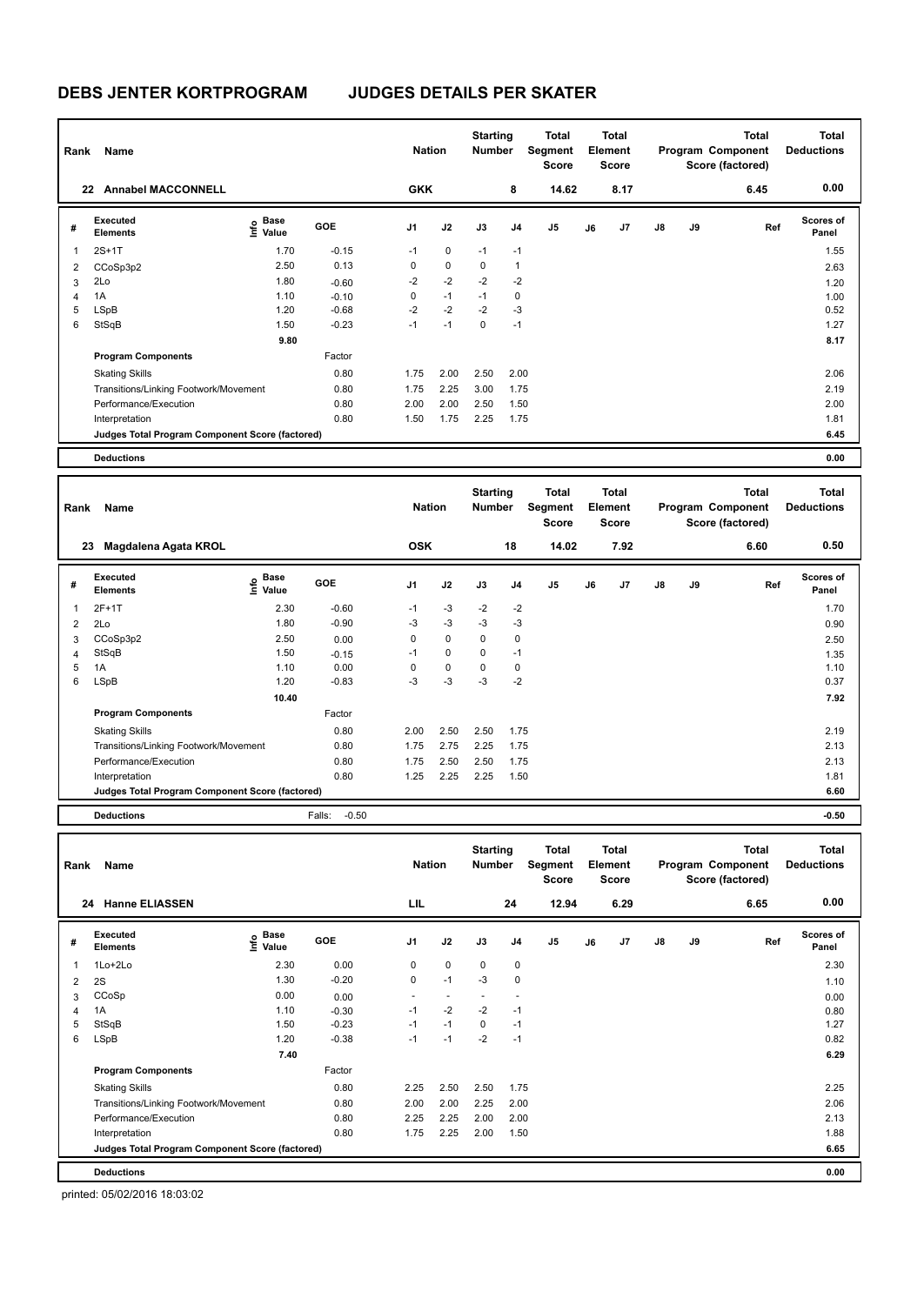# DEBS JENTER KORTPROGRAM JUDGES DETAILS PER SKATER

| Rank | Name | Nation | Starting Number | Total Segment Score | Total Element Score | Total Program Component Score (factored) | Total Deductions |
|---|---|---|---|---|---|---|---|
| 22 | Annabel MACCONNELL | GKK | 8 | 14.62 | 8.17 | 6.45 | 0.00 |

| # | Executed Elements | Info | Base Value | GOE | J1 | J2 | J3 | J4 | J5 | J6 | J7 | J8 | J9 | Ref | Scores of Panel |
|---|---|---|---|---|---|---|---|---|---|---|---|---|---|---|---|
| 1 | 2S+1T | | 1.70 | -0.15 | -1 | 0 | -1 | -1 | | | | | | | 1.55 |
| 2 | CCoSp3p2 | | 2.50 | 0.13 | 0 | 0 | 0 | 1 | | | | | | | 2.63 |
| 3 | 2Lo | | 1.80 | -0.60 | -2 | -2 | -2 | -2 | | | | | | | 1.20 |
| 4 | 1A | | 1.10 | -0.10 | 0 | -1 | -1 | 0 | | | | | | | 1.00 |
| 5 | LSpB | | 1.20 | -0.68 | -2 | -2 | -2 | -3 | | | | | | | 0.52 |
| 6 | StSqB | | 1.50 | -0.23 | -1 | -1 | 0 | -1 | | | | | | | 1.27 |
| | | | 9.80 | | | | | | | | | | | | 8.17 |

| Program Components | Factor | J1 | J2 | J3 | J4 | J5 | J6 | J7 | J8 | J9 | Scores of Panel |
|---|---|---|---|---|---|---|---|---|---|---|---|
| Skating Skills | 0.80 | 1.75 | 2.00 | 2.50 | 2.00 | | | | | | 2.06 |
| Transitions/Linking Footwork/Movement | 0.80 | 1.75 | 2.25 | 3.00 | 1.75 | | | | | | 2.19 |
| Performance/Execution | 0.80 | 2.00 | 2.00 | 2.50 | 1.50 | | | | | | 2.00 |
| Interpretation | 0.80 | 1.50 | 1.75 | 2.25 | 1.75 | | | | | | 1.81 |
| Judges Total Program Component Score (factored) | | | | | | | | | | | 6.45 |

**Deductions** 0.00

| Rank | Name | Nation | Starting Number | Total Segment Score | Total Element Score | Total Program Component Score (factored) | Total Deductions |
|---|---|---|---|---|---|---|---|
| 23 | Magdalena Agata KROL | OSK | 18 | 14.02 | 7.92 | 6.60 | 0.50 |

| # | Executed Elements | Info | Base Value | GOE | J1 | J2 | J3 | J4 | J5 | J6 | J7 | J8 | J9 | Ref | Scores of Panel |
|---|---|---|---|---|---|---|---|---|---|---|---|---|---|---|---|
| 1 | 2F+1T | | 2.30 | -0.60 | -1 | -3 | -2 | -2 | | | | | | | 1.70 |
| 2 | 2Lo | | 1.80 | -0.90 | -3 | -3 | -3 | -3 | | | | | | | 0.90 |
| 3 | CCoSp3p2 | | 2.50 | 0.00 | 0 | 0 | 0 | 0 | | | | | | | 2.50 |
| 4 | StSqB | | 1.50 | -0.15 | -1 | 0 | 0 | -1 | | | | | | | 1.35 |
| 5 | 1A | | 1.10 | 0.00 | 0 | 0 | 0 | 0 | | | | | | | 1.10 |
| 6 | LSpB | | 1.20 | -0.83 | -3 | -3 | -3 | -2 | | | | | | | 0.37 |
| | | | 10.40 | | | | | | | | | | | | 7.92 |

| Program Components | Factor | J1 | J2 | J3 | J4 | J5 | J6 | J7 | J8 | J9 | Scores of Panel |
|---|---|---|---|---|---|---|---|---|---|---|---|
| Skating Skills | 0.80 | 2.00 | 2.50 | 2.50 | 1.75 | | | | | | 2.19 |
| Transitions/Linking Footwork/Movement | 0.80 | 1.75 | 2.75 | 2.25 | 1.75 | | | | | | 2.13 |
| Performance/Execution | 0.80 | 1.75 | 2.50 | 2.50 | 1.75 | | | | | | 2.13 |
| Interpretation | 0.80 | 1.25 | 2.25 | 2.25 | 1.50 | | | | | | 1.81 |
| Judges Total Program Component Score (factored) | | | | | | | | | | | 6.60 |

**Deductions** Falls: -0.50 -0.50

| Rank | Name | Nation | Starting Number | Total Segment Score | Total Element Score | Total Program Component Score (factored) | Total Deductions |
|---|---|---|---|---|---|---|---|
| 24 | Hanne ELIASSEN | LIL | 24 | 12.94 | 6.29 | 6.65 | 0.00 |

| # | Executed Elements | Info | Base Value | GOE | J1 | J2 | J3 | J4 | J5 | J6 | J7 | J8 | J9 | Ref | Scores of Panel |
|---|---|---|---|---|---|---|---|---|---|---|---|---|---|---|---|
| 1 | 1Lo+2Lo | | 2.30 | 0.00 | 0 | 0 | 0 | 0 | | | | | | | 2.30 |
| 2 | 2S | | 1.30 | -0.20 | 0 | -1 | -3 | 0 | | | | | | | 1.10 |
| 3 | CCoSp | | 0.00 | 0.00 | - | - | - | - | | | | | | | 0.00 |
| 4 | 1A | | 1.10 | -0.30 | -1 | -2 | -2 | -1 | | | | | | | 0.80 |
| 5 | StSqB | | 1.50 | -0.23 | -1 | -1 | 0 | -1 | | | | | | | 1.27 |
| 6 | LSpB | | 1.20 | -0.38 | -1 | -1 | -2 | -1 | | | | | | | 0.82 |
| | | | 7.40 | | | | | | | | | | | | 6.29 |

| Program Components | Factor | J1 | J2 | J3 | J4 | J5 | J6 | J7 | J8 | J9 | Scores of Panel |
|---|---|---|---|---|---|---|---|---|---|---|---|
| Skating Skills | 0.80 | 2.25 | 2.50 | 2.50 | 1.75 | | | | | | 2.25 |
| Transitions/Linking Footwork/Movement | 0.80 | 2.00 | 2.00 | 2.25 | 2.00 | | | | | | 2.06 |
| Performance/Execution | 0.80 | 2.25 | 2.25 | 2.00 | 2.00 | | | | | | 2.13 |
| Interpretation | 0.80 | 1.75 | 2.25 | 2.00 | 1.50 | | | | | | 1.88 |
| Judges Total Program Component Score (factored) | | | | | | | | | | | 6.65 |

**Deductions** 0.00

printed: 05/02/2016 18:03:02